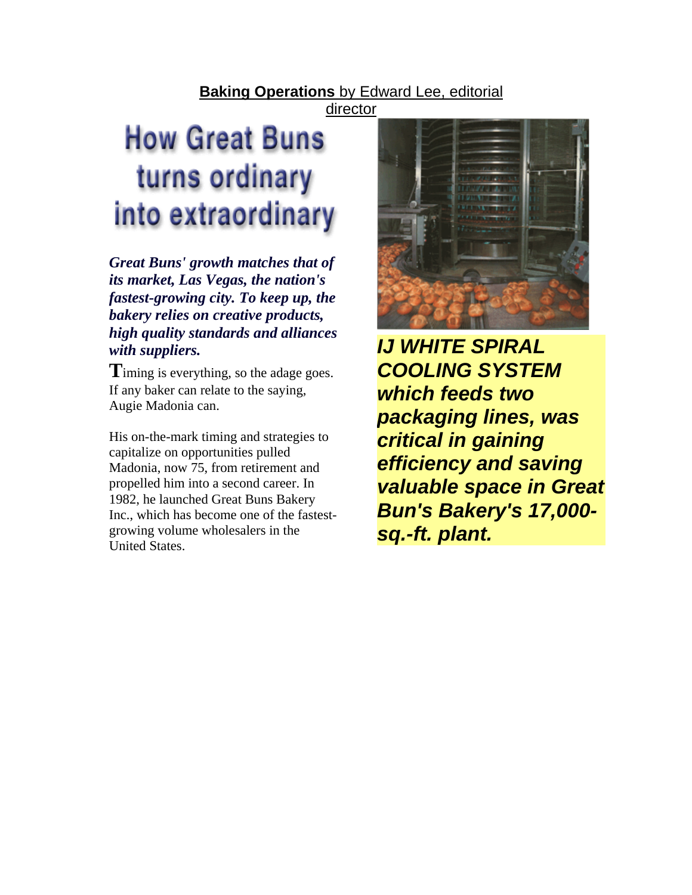**Baking Operations** by Edward Lee, editorial director

# How Great Buns turns ordinary into extraordinary

***Great Buns' growth matches that of its market, Las Vegas, the nation's fastest-growing city. To keep up, the bakery relies on creative products, high quality standards and alliances with suppliers.***

Timing is everything, so the adage goes. If any baker can relate to the saying, Augie Madonia can.

His on-the-mark timing and strategies to capitalize on opportunities pulled Madonia, now 75, from retirement and propelled him into a second career. In 1982, he launched Great Buns Bakery Inc., which has become one of the fastest-growing volume wholesalers in the United States.

***IJ WHITE SPIRAL COOLING SYSTEM which feeds two packaging lines, was critical in gaining efficiency and saving valuable space in Great Bun's Bakery's 17,000-sq.-ft. plant.***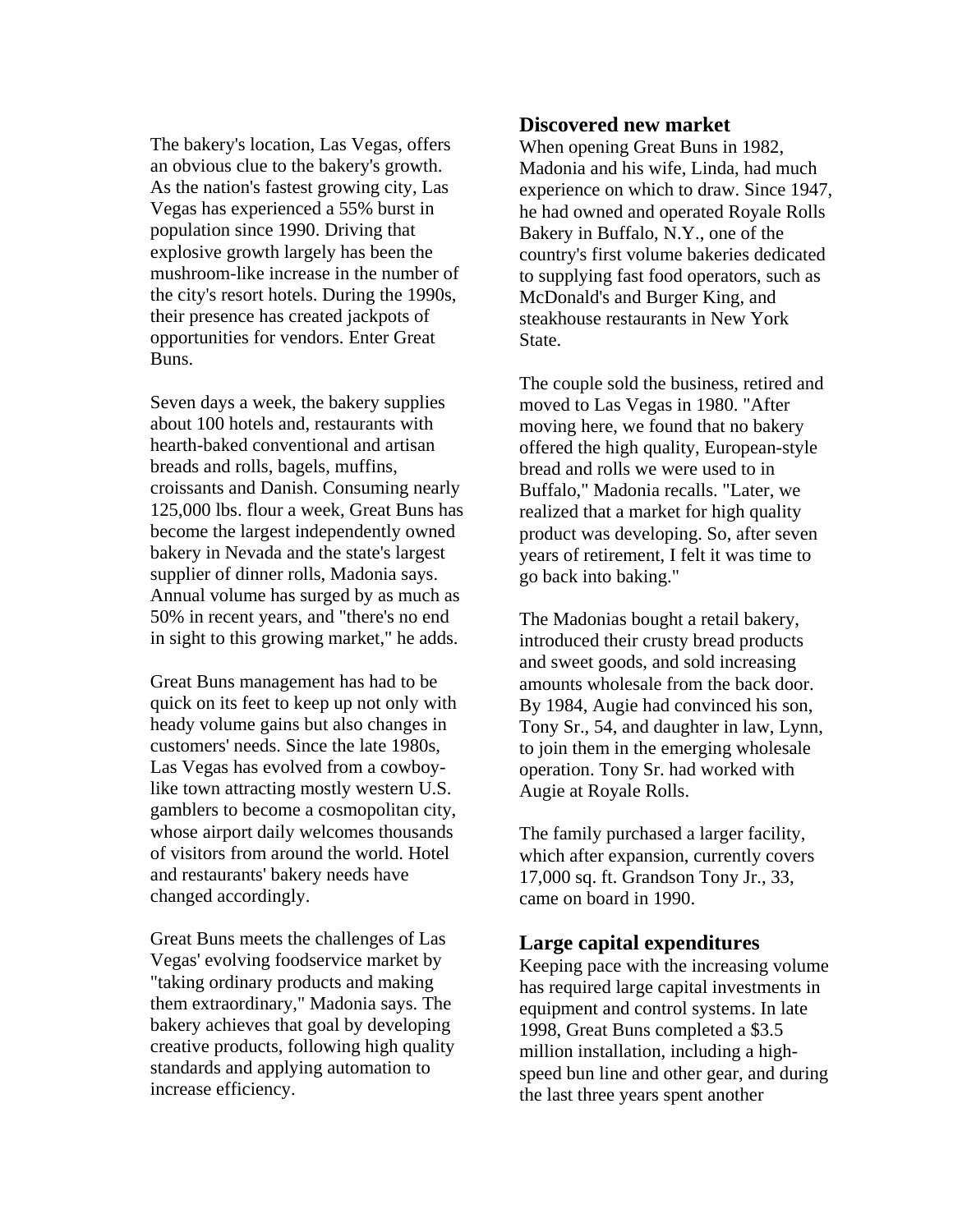The bakery's location, Las Vegas, offers an obvious clue to the bakery's growth. As the nation's fastest growing city, Las Vegas has experienced a 55% burst in population since 1990. Driving that explosive growth largely has been the mushroom-like increase in the number of the city's resort hotels. During the 1990s, their presence has created jackpots of opportunities for vendors. Enter Great Buns.

Seven days a week, the bakery supplies about 100 hotels and, restaurants with hearth-baked conventional and artisan breads and rolls, bagels, muffins, croissants and Danish. Consuming nearly 125,000 lbs. flour a week, Great Buns has become the largest independently owned bakery in Nevada and the state's largest supplier of dinner rolls, Madonia says. Annual volume has surged by as much as 50% in recent years, and "there's no end in sight to this growing market," he adds.

Great Buns management has had to be quick on its feet to keep up not only with heady volume gains but also changes in customers' needs. Since the late 1980s, Las Vegas has evolved from a cowboy-like town attracting mostly western U.S. gamblers to become a cosmopolitan city, whose airport daily welcomes thousands of visitors from around the world. Hotel and restaurants' bakery needs have changed accordingly.

Great Buns meets the challenges of Las Vegas' evolving foodservice market by "taking ordinary products and making them extraordinary," Madonia says. The bakery achieves that goal by developing creative products, following high quality standards and applying automation to increase efficiency.

## Discovered new market

When opening Great Buns in 1982, Madonia and his wife, Linda, had much experience on which to draw. Since 1947, he had owned and operated Royale Rolls Bakery in Buffalo, N.Y., one of the country's first volume bakeries dedicated to supplying fast food operators, such as McDonald's and Burger King, and steakhouse restaurants in New York State.

The couple sold the business, retired and moved to Las Vegas in 1980. "After moving here, we found that no bakery offered the high quality, European-style bread and rolls we were used to in Buffalo," Madonia recalls. "Later, we realized that a market for high quality product was developing. So, after seven years of retirement, I felt it was time to go back into baking."

The Madonias bought a retail bakery, introduced their crusty bread products and sweet goods, and sold increasing amounts wholesale from the back door. By 1984, Augie had convinced his son, Tony Sr., 54, and daughter in law, Lynn, to join them in the emerging wholesale operation. Tony Sr. had worked with Augie at Royale Rolls.

The family purchased a larger facility, which after expansion, currently covers 17,000 sq. ft. Grandson Tony Jr., 33, came on board in 1990.

## Large capital expenditures

Keeping pace with the increasing volume has required large capital investments in equipment and control systems. In late 1998, Great Buns completed a $3.5 million installation, including a high-speed bun line and other gear, and during the last three years spent another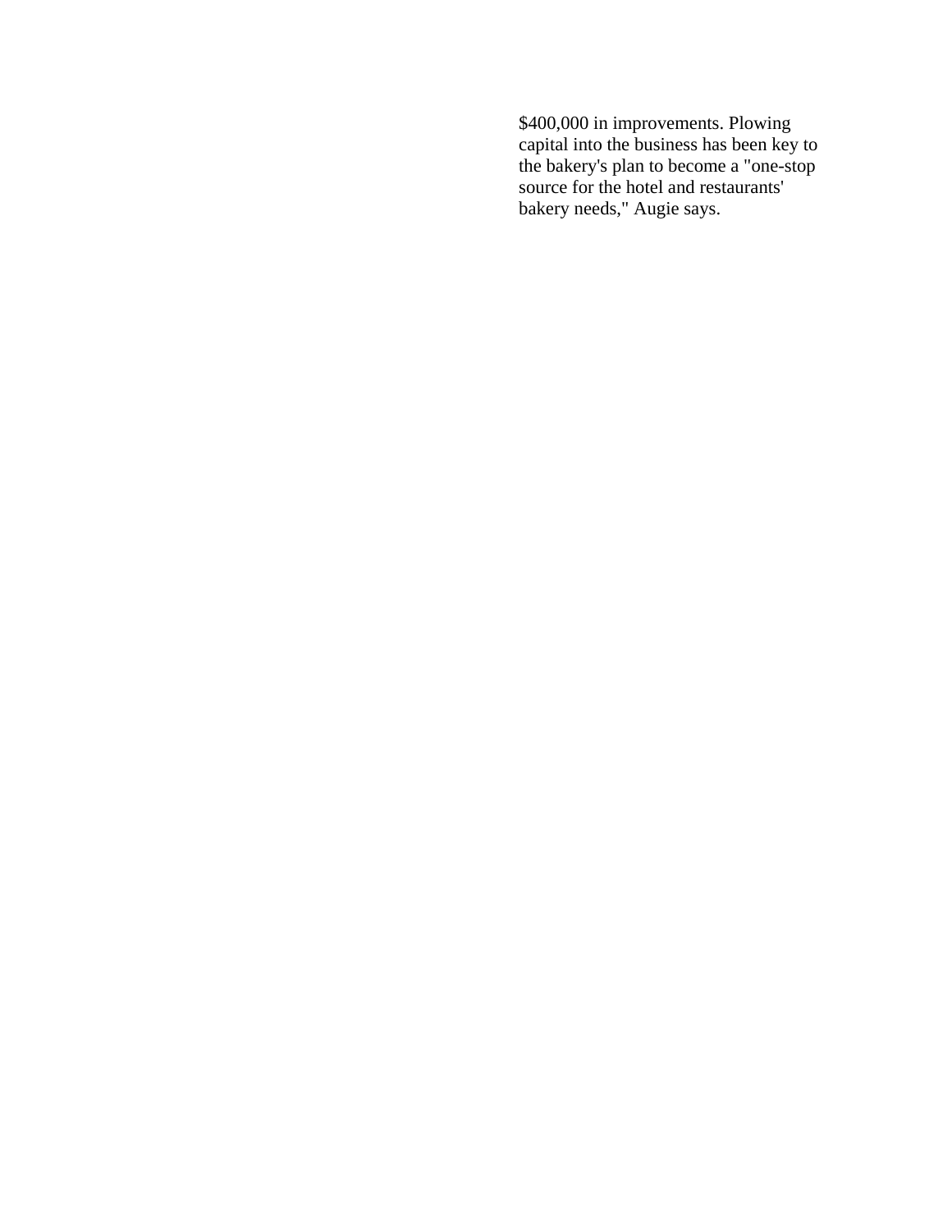$400,000 in improvements. Plowing capital into the business has been key to the bakery's plan to become a "one-stop source for the hotel and restaurants' bakery needs," Augie says.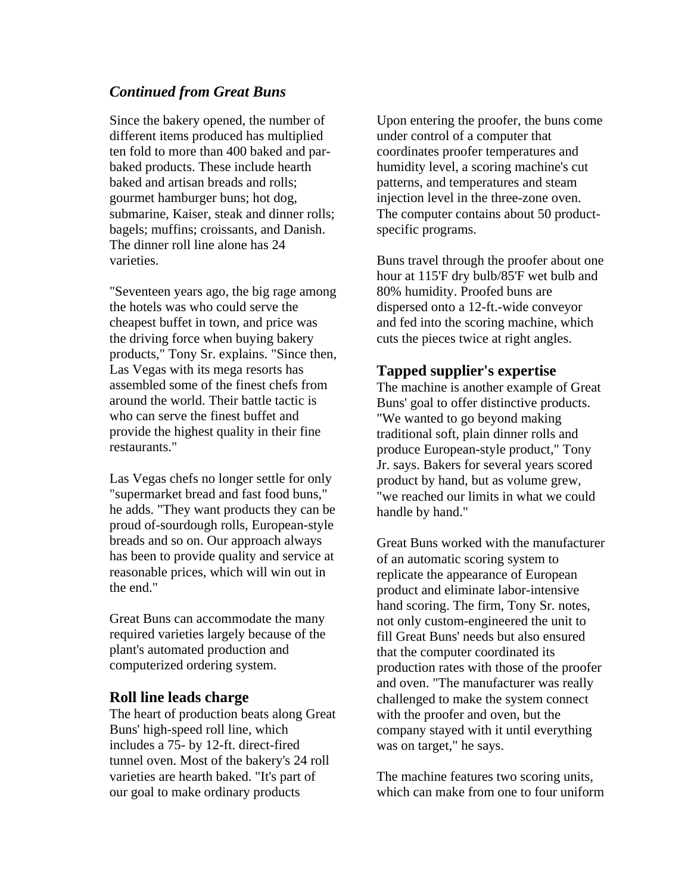***Continued from Great Buns***

Since the bakery opened, the number of different items produced has multiplied ten fold to more than 400 baked and par-baked products. These include hearth baked and artisan breads and rolls; gourmet hamburger buns; hot dog, submarine, Kaiser, steak and dinner rolls; bagels; muffins; croissants, and Danish. The dinner roll line alone has 24 varieties.

"Seventeen years ago, the big rage among the hotels was who could serve the cheapest buffet in town, and price was the driving force when buying bakery products," Tony Sr. explains. "Since then, Las Vegas with its mega resorts has assembled some of the finest chefs from around the world. Their battle tactic is who can serve the finest buffet and provide the highest quality in their fine restaurants."

Las Vegas chefs no longer settle for only "supermarket bread and fast food buns," he adds. "They want products they can be proud of-sourdough rolls, European-style breads and so on. Our approach always has been to provide quality and service at reasonable prices, which will win out in the end."

Great Buns can accommodate the many required varieties largely because of the plant's automated production and computerized ordering system.

## Roll line leads charge

The heart of production beats along Great Buns' high-speed roll line, which includes a 75- by 12-ft. direct-fired tunnel oven. Most of the bakery's 24 roll varieties are hearth baked. "It's part of our goal to make ordinary products

Upon entering the proofer, the buns come under control of a computer that coordinates proofer temperatures and humidity level, a scoring machine's cut patterns, and temperatures and steam injection level in the three-zone oven. The computer contains about 50 product-specific programs.

Buns travel through the proofer about one hour at 115'F dry bulb/85'F wet bulb and 80% humidity. Proofed buns are dispersed onto a 12-ft.-wide conveyor and fed into the scoring machine, which cuts the pieces twice at right angles.

## Tapped supplier's expertise

The machine is another example of Great Buns' goal to offer distinctive products. "We wanted to go beyond making traditional soft, plain dinner rolls and produce European-style product," Tony Jr. says. Bakers for several years scored product by hand, but as volume grew, "we reached our limits in what we could handle by hand."

Great Buns worked with the manufacturer of an automatic scoring system to replicate the appearance of European product and eliminate labor-intensive hand scoring. The firm, Tony Sr. notes, not only custom-engineered the unit to fill Great Buns' needs but also ensured that the computer coordinated its production rates with those of the proofer and oven. "The manufacturer was really challenged to make the system connect with the proofer and oven, but the company stayed with it until everything was on target," he says.

The machine features two scoring units, which can make from one to four uniform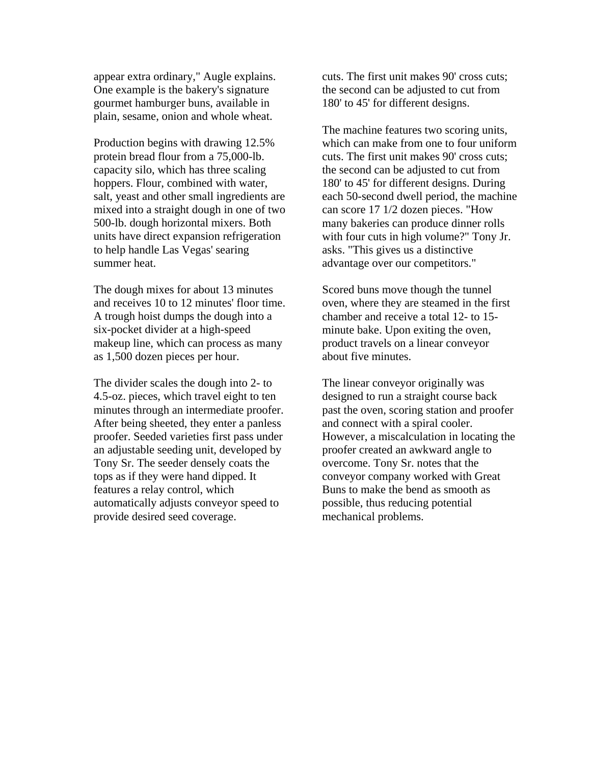appear extra ordinary," Augle explains. One example is the bakery's signature gourmet hamburger buns, available in plain, sesame, onion and whole wheat.

Production begins with drawing 12.5% protein bread flour from a 75,000-lb. capacity silo, which has three scaling hoppers. Flour, combined with water, salt, yeast and other small ingredients are mixed into a straight dough in one of two 500-lb. dough horizontal mixers. Both units have direct expansion refrigeration to help handle Las Vegas' searing summer heat.

The dough mixes for about 13 minutes and receives 10 to 12 minutes' floor time. A trough hoist dumps the dough into a six-pocket divider at a high-speed makeup line, which can process as many as 1,500 dozen pieces per hour.

The divider scales the dough into 2- to 4.5-oz. pieces, which travel eight to ten minutes through an intermediate proofer. After being sheeted, they enter a panless proofer. Seeded varieties first pass under an adjustable seeding unit, developed by Tony Sr. The seeder densely coats the tops as if they were hand dipped. It features a relay control, which automatically adjusts conveyor speed to provide desired seed coverage.

cuts. The first unit makes 90' cross cuts; the second can be adjusted to cut from 180' to 45' for different designs.

The machine features two scoring units, which can make from one to four uniform cuts. The first unit makes 90' cross cuts; the second can be adjusted to cut from 180' to 45' for different designs. During each 50-second dwell period, the machine can score 17 1/2 dozen pieces. "How many bakeries can produce dinner rolls with four cuts in high volume?" Tony Jr. asks. "This gives us a distinctive advantage over our competitors."

Scored buns move though the tunnel oven, where they are steamed in the first chamber and receive a total 12- to 15-minute bake. Upon exiting the oven, product travels on a linear conveyor about five minutes.

The linear conveyor originally was designed to run a straight course back past the oven, scoring station and proofer and connect with a spiral cooler. However, a miscalculation in locating the proofer created an awkward angle to overcome. Tony Sr. notes that the conveyor company worked with Great Buns to make the bend as smooth as possible, thus reducing potential mechanical problems.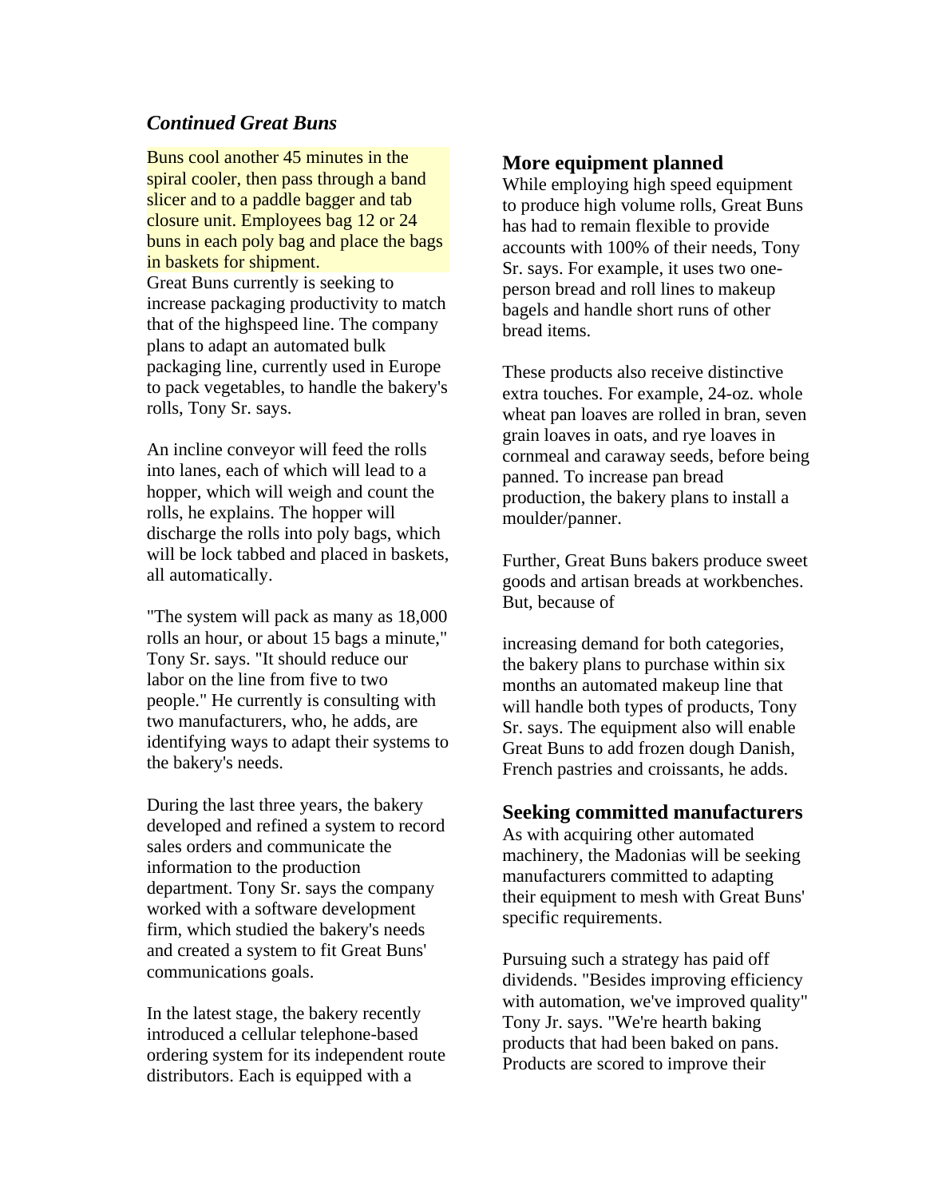### *Continued Great Buns*

Buns cool another 45 minutes in the spiral cooler, then pass through a band slicer and to a paddle bagger and tab closure unit. Employees bag 12 or 24 buns in each poly bag and place the bags in baskets for shipment.

Great Buns currently is seeking to increase packaging productivity to match that of the highspeed line. The company plans to adapt an automated bulk packaging line, currently used in Europe to pack vegetables, to handle the bakery's rolls, Tony Sr. says.

An incline conveyor will feed the rolls into lanes, each of which will lead to a hopper, which will weigh and count the rolls, he explains. The hopper will discharge the rolls into poly bags, which will be lock tabbed and placed in baskets, all automatically.

"The system will pack as many as 18,000 rolls an hour, or about 15 bags a minute," Tony Sr. says. "It should reduce our labor on the line from five to two people." He currently is consulting with two manufacturers, who, he adds, are identifying ways to adapt their systems to the bakery's needs.

During the last three years, the bakery developed and refined a system to record sales orders and communicate the information to the production department. Tony Sr. says the company worked with a software development firm, which studied the bakery's needs and created a system to fit Great Buns' communications goals.

In the latest stage, the bakery recently introduced a cellular telephone-based ordering system for its independent route distributors. Each is equipped with a

### More equipment planned

While employing high speed equipment to produce high volume rolls, Great Buns has had to remain flexible to provide accounts with 100% of their needs, Tony Sr. says. For example, it uses two one-person bread and roll lines to makeup bagels and handle short runs of other bread items.

These products also receive distinctive extra touches. For example, 24-oz. whole wheat pan loaves are rolled in bran, seven grain loaves in oats, and rye loaves in cornmeal and caraway seeds, before being panned. To increase pan bread production, the bakery plans to install a moulder/panner.

Further, Great Buns bakers produce sweet goods and artisan breads at workbenches. But, because of increasing demand for both categories, the bakery plans to purchase within six months an automated makeup line that will handle both types of products, Tony Sr. says. The equipment also will enable Great Buns to add frozen dough Danish, French pastries and croissants, he adds.

### Seeking committed manufacturers

As with acquiring other automated machinery, the Madonias will be seeking manufacturers committed to adapting their equipment to mesh with Great Buns' specific requirements.

Pursuing such a strategy has paid off dividends. "Besides improving efficiency with automation, we've improved quality" Tony Jr. says. "We're hearth baking products that had been baked on pans. Products are scored to improve their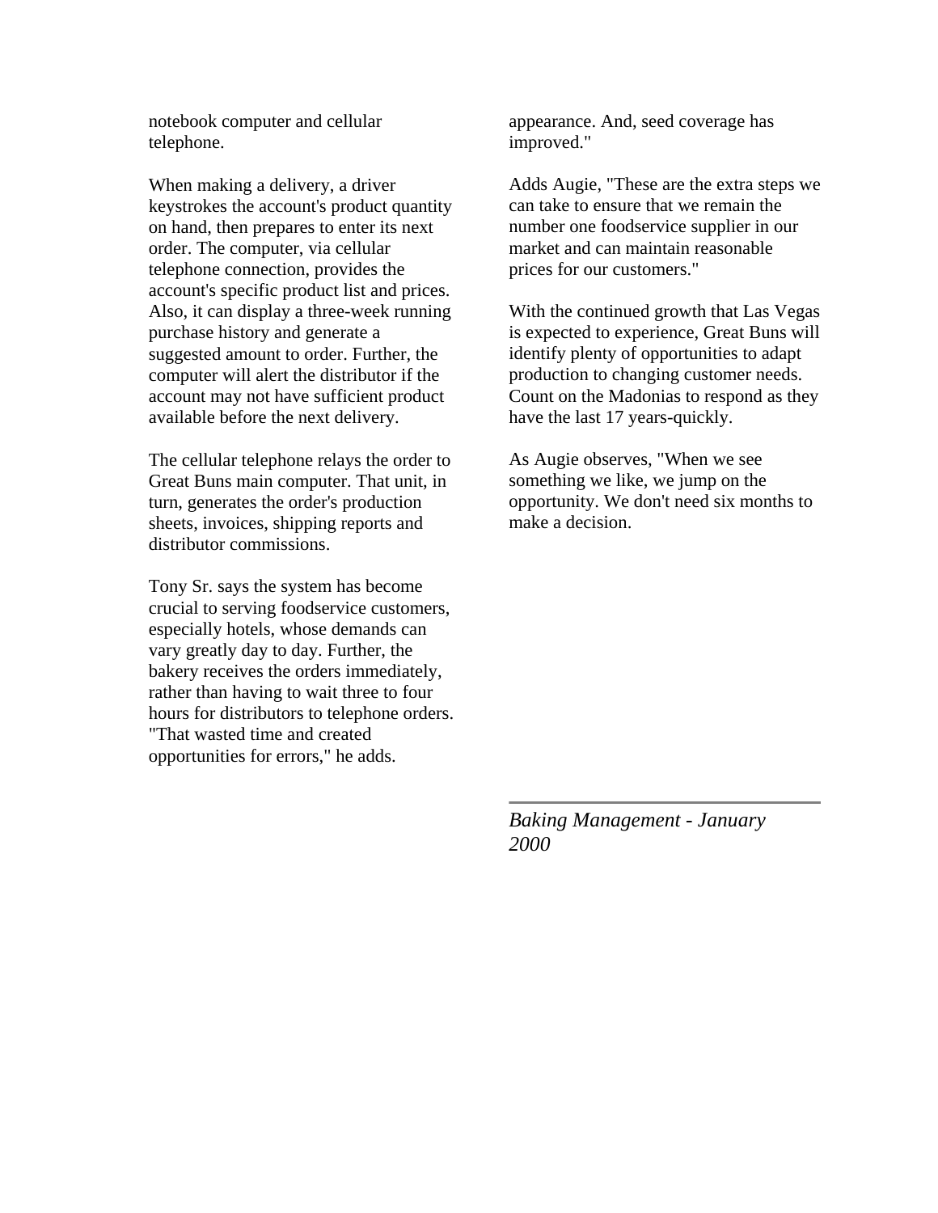notebook computer and cellular telephone.

When making a delivery, a driver keystrokes the account's product quantity on hand, then prepares to enter its next order. The computer, via cellular telephone connection, provides the account's specific product list and prices. Also, it can display a three-week running purchase history and generate a suggested amount to order. Further, the computer will alert the distributor if the account may not have sufficient product available before the next delivery.

The cellular telephone relays the order to Great Buns main computer. That unit, in turn, generates the order's production sheets, invoices, shipping reports and distributor commissions.

Tony Sr. says the system has become crucial to serving foodservice customers, especially hotels, whose demands can vary greatly day to day. Further, the bakery receives the orders immediately, rather than having to wait three to four hours for distributors to telephone orders. "That wasted time and created opportunities for errors," he adds.

appearance. And, seed coverage has improved."

Adds Augie, "These are the extra steps we can take to ensure that we remain the number one foodservice supplier in our market and can maintain reasonable prices for our customers."

With the continued growth that Las Vegas is expected to experience, Great Buns will identify plenty of opportunities to adapt production to changing customer needs. Count on the Madonias to respond as they have the last 17 years-quickly.

As Augie observes, "When we see something we like, we jump on the opportunity. We don't need six months to make a decision.

---

*Baking Management - January 2000*